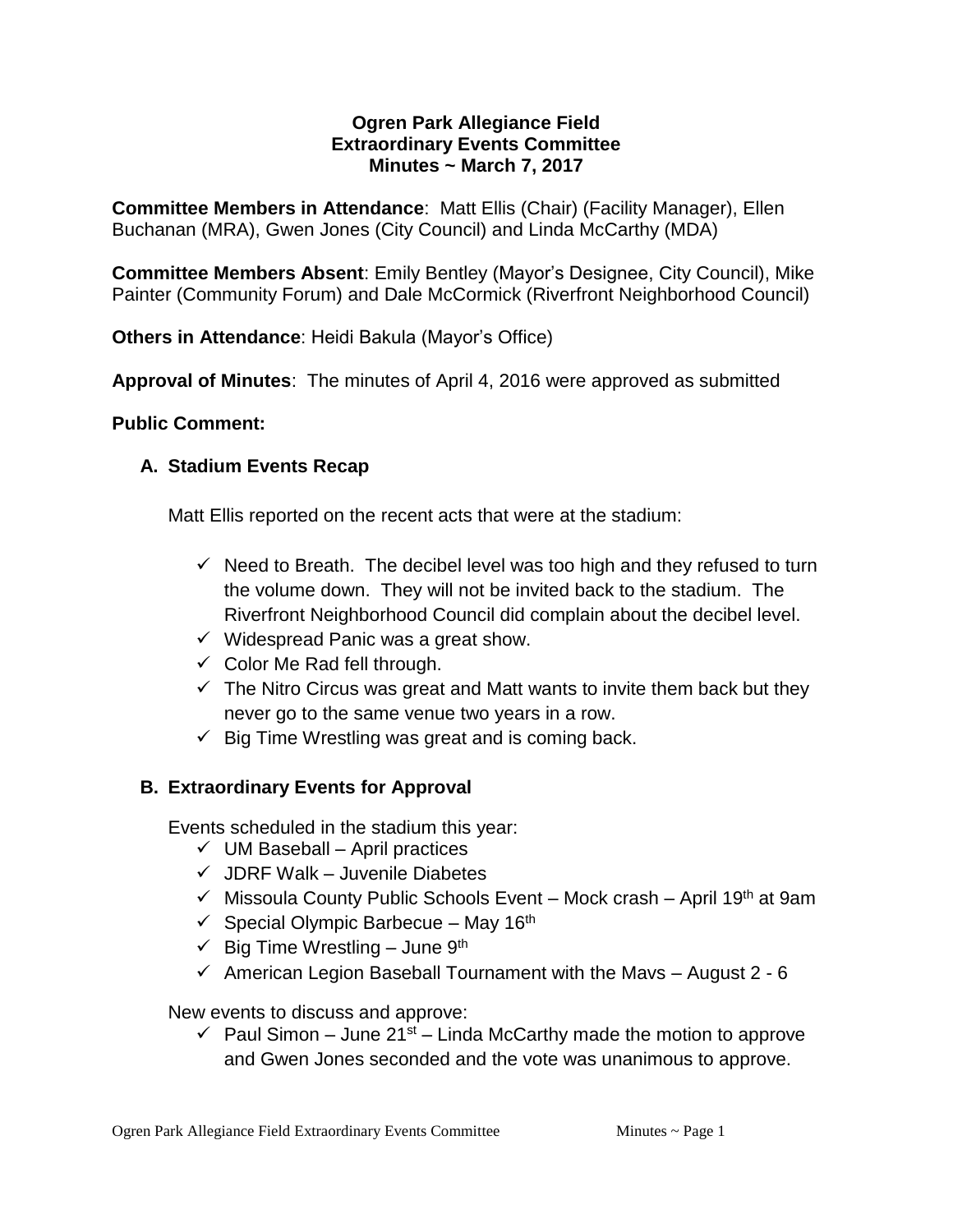**Ogren Park Allegiance Field**
**Extraordinary Events Committee**
**Minutes ~ March 7, 2017**

**Committee Members in Attendance**: Matt Ellis (Chair) (Facility Manager), Ellen Buchanan (MRA), Gwen Jones (City Council) and Linda McCarthy (MDA)

**Committee Members Absent**: Emily Bentley (Mayor's Designee, City Council), Mike Painter (Community Forum) and Dale McCormick (Riverfront Neighborhood Council)

**Others in Attendance**: Heidi Bakula (Mayor's Office)

**Approval of Minutes**: The minutes of April 4, 2016 were approved as submitted

**Public Comment:**

## A. Stadium Events Recap

Matt Ellis reported on the recent acts that were at the stadium:

- ✓ Need to Breath. The decibel level was too high and they refused to turn the volume down. They will not be invited back to the stadium. The Riverfront Neighborhood Council did complain about the decibel level.
- ✓ Widespread Panic was a great show.
- ✓ Color Me Rad fell through.
- ✓ The Nitro Circus was great and Matt wants to invite them back but they never go to the same venue two years in a row.
- ✓ Big Time Wrestling was great and is coming back.

## B. Extraordinary Events for Approval

Events scheduled in the stadium this year:

- ✓ UM Baseball – April practices
- ✓ JDRF Walk – Juvenile Diabetes
- ✓ Missoula County Public Schools Event – Mock crash – April 19th at 9am
- ✓ Special Olympic Barbecue – May 16th
- ✓ Big Time Wrestling – June 9th
- ✓ American Legion Baseball Tournament with the Mavs – August 2 - 6

New events to discuss and approve:

- ✓ Paul Simon – June 21st – Linda McCarthy made the motion to approve and Gwen Jones seconded and the vote was unanimous to approve.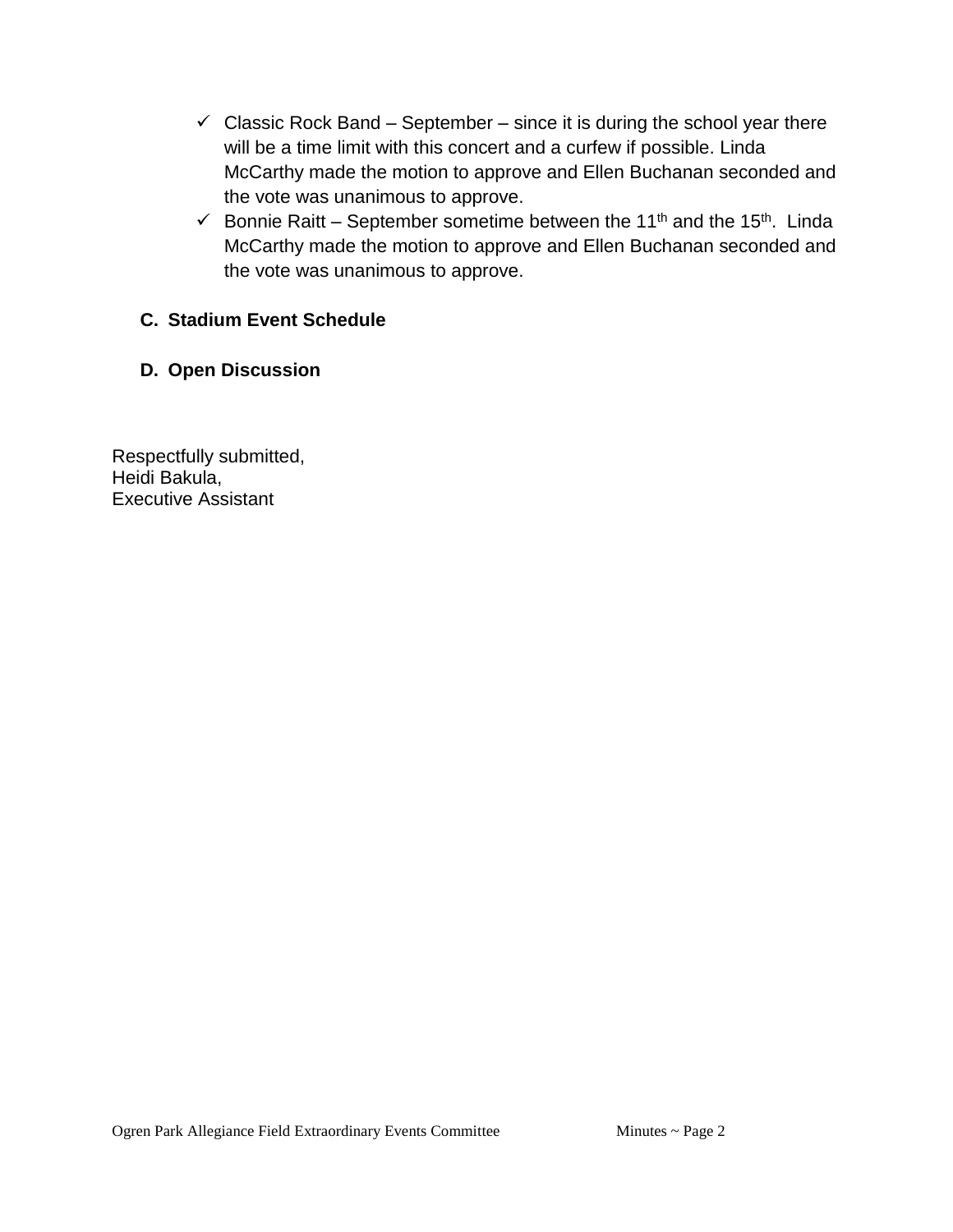- ✓ Classic Rock Band – September – since it is during the school year there will be a time limit with this concert and a curfew if possible. Linda McCarthy made the motion to approve and Ellen Buchanan seconded and the vote was unanimous to approve.
- ✓ Bonnie Raitt – September sometime between the 11th and the 15th. Linda McCarthy made the motion to approve and Ellen Buchanan seconded and the vote was unanimous to approve.

**C. Stadium Event Schedule**

**D. Open Discussion**

Respectfully submitted,
Heidi Bakula,
Executive Assistant